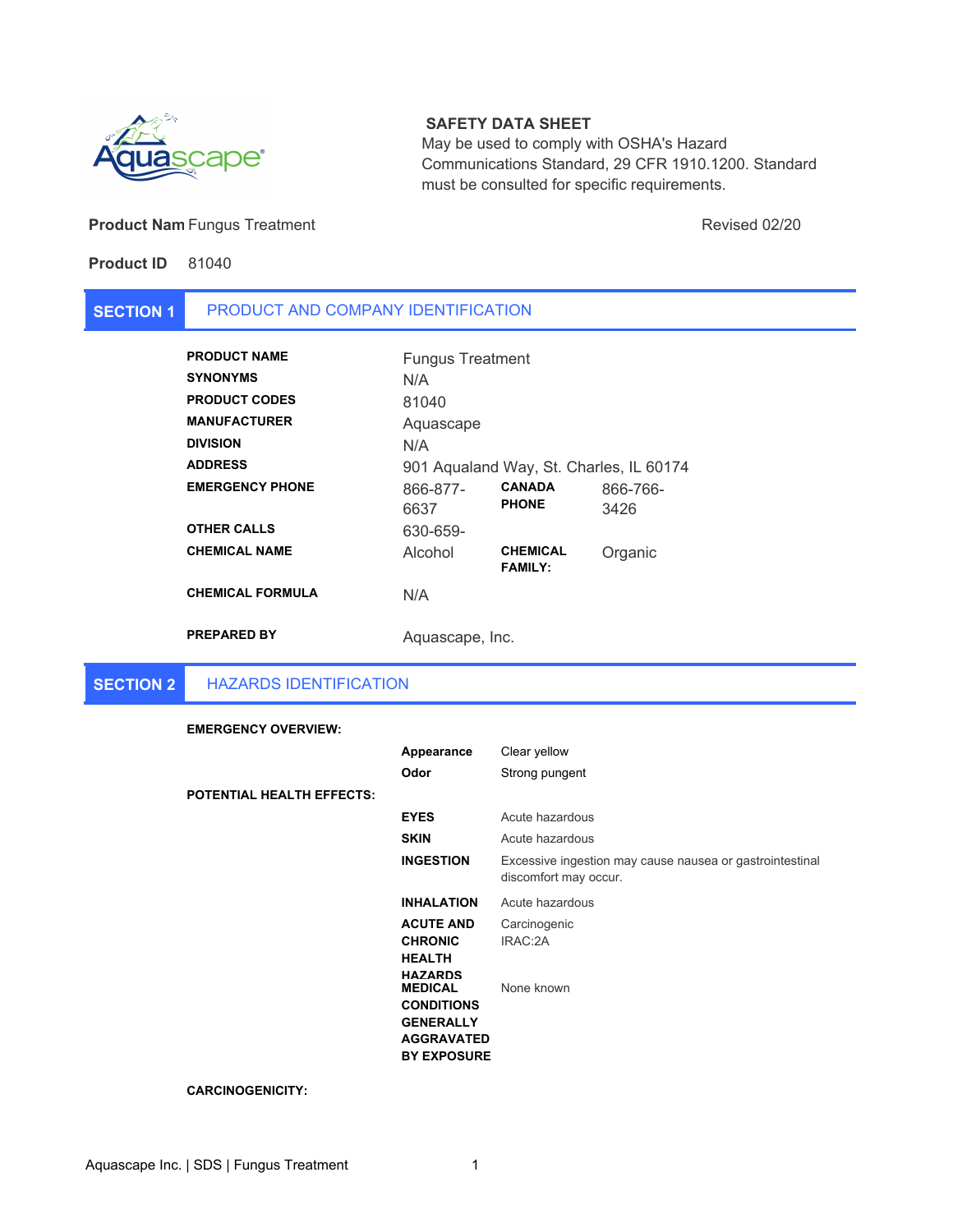**SAFETY DATA SHEET**

May be used to comply with OSHA's Hazard Communications Standard, 29 CFR 1910.1200. Standard must be consulted for specific requirements.

**Product Nam** Fungus Treatment

Revised 02/20

**Product ID** 81040

## SECTION 1 PRODUCT AND COMPANY IDENTIFICATION

| | | | |
|---|---|---|---|
| **PRODUCT NAME** | Fungus Treatment | | |
| **SYNONYMS** | N/A | | |
| **PRODUCT CODES** | 81040 | | |
| **MANUFACTURER** | Aquascape | | |
| **DIVISION** | N/A | | |
| **ADDRESS** | 901 Aqualand Way, St. Charles, IL 60174 | | |
| **EMERGENCY PHONE** | 866-877-6637 | **CANADA PHONE** | 866-766-3426 |
| **OTHER CALLS** | 630-659- | | |
| **CHEMICAL NAME** | Alcohol | **CHEMICAL FAMILY:** | Organic |
| **CHEMICAL FORMULA** | N/A | | |
| **PREPARED BY** | Aquascape, Inc. | | |

## SECTION 2 HAZARDS IDENTIFICATION

**EMERGENCY OVERVIEW:**

| | |
|---|---|
| **Appearance** | Clear yellow |
| **Odor** | Strong pungent |

**POTENTIAL HEALTH EFFECTS:**

| | |
|---|---|
| **EYES** | Acute hazardous |
| **SKIN** | Acute hazardous |
| **INGESTION** | Excessive ingestion may cause nausea or gastrointestinal discomfort may occur. |
| **INHALATION** | Acute hazardous |
| **ACUTE AND CHRONIC HEALTH HAZARDS** | Carcinogenic IRAC:2A |
| **MEDICAL CONDITIONS GENERALLY AGGRAVATED BY EXPOSURE** | None known |

**CARCINOGENICITY:**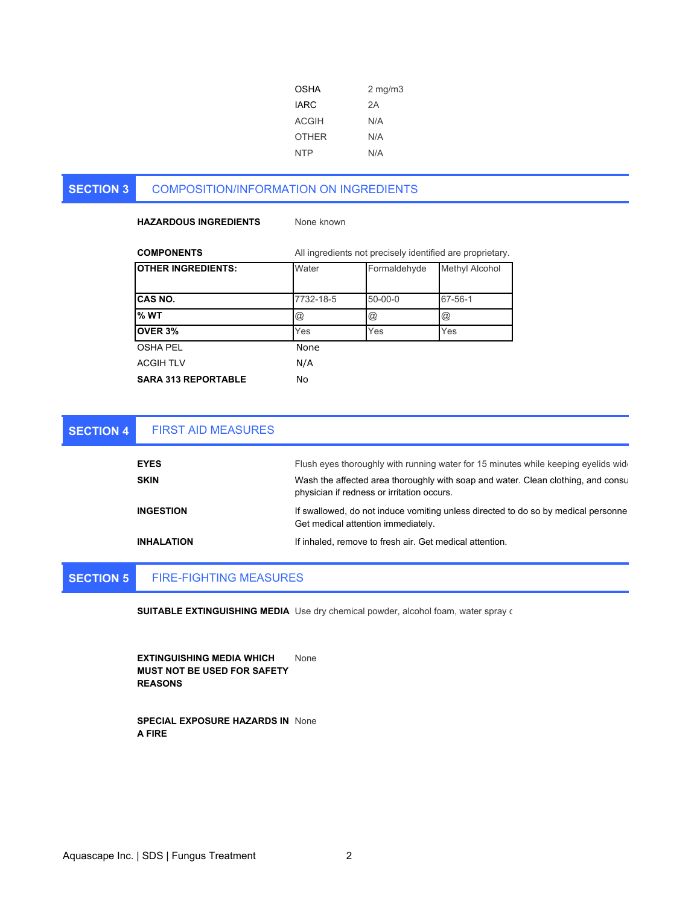| | |
|---|---|
| OSHA | 2 mg/m3 |
| IARC | 2A |
| ACGIH | N/A |
| OTHER | N/A |
| NTP | N/A |

## SECTION 3 COMPOSITION/INFORMATION ON INGREDIENTS

**HAZARDOUS INGREDIENTS** None known

**COMPONENTS** All ingredients not precisely identified are proprietary.

| **OTHER INGREDIENTS:** | Water | Formaldehyde | Methyl Alcohol |
|---|---|---|---|
| **CAS NO.** | 7732-18-5 | 50-00-0 | 67-56-1 |
| **% WT** | @ | @ | @ |
| **OVER 3%** | Yes | Yes | Yes |

OSHA PEL None

ACGIH TLV N/A

**SARA 313 REPORTABLE** No

## SECTION 4 FIRST AID MEASURES

**EYES** Flush eyes thoroughly with running water for 15 minutes while keeping eyelids wid

**SKIN** Wash the affected area thoroughly with soap and water. Clean clothing, and consu physician if redness or irritation occurs.

**INGESTION** If swallowed, do not induce vomiting unless directed to do so by medical personne Get medical attention immediately.

**INHALATION** If inhaled, remove to fresh air. Get medical attention.

## SECTION 5 FIRE-FIGHTING MEASURES

**SUITABLE EXTINGUISHING MEDIA** Use dry chemical powder, alcohol foam, water spray c

**EXTINGUISHING MEDIA WHICH MUST NOT BE USED FOR SAFETY REASONS** None

**SPECIAL EXPOSURE HAZARDS IN A FIRE** None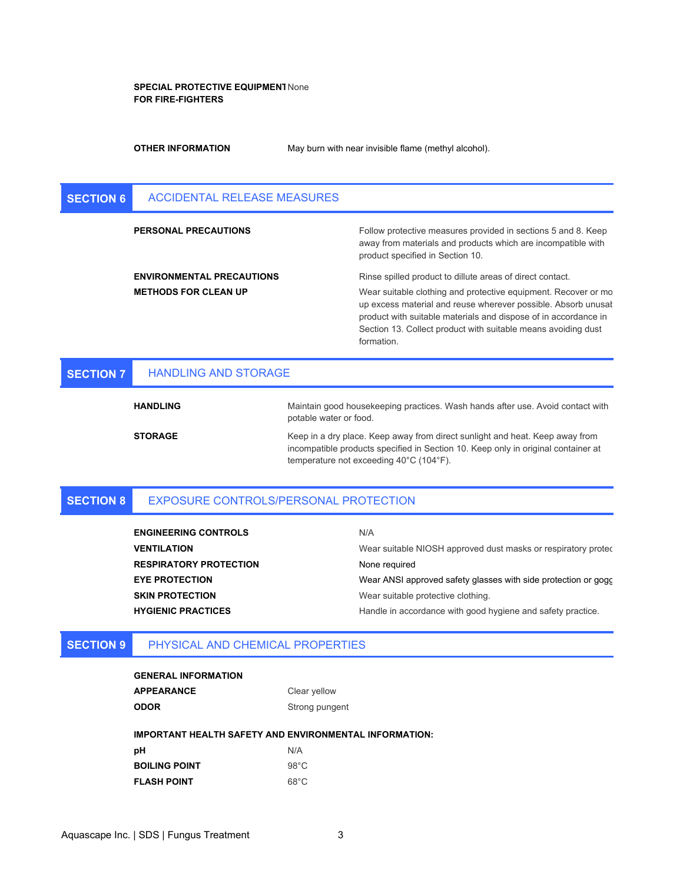**SPECIAL PROTECTIVE EQUIPMENT FOR FIRE-FIGHTERS** None

**OTHER INFORMATION** May burn with near invisible flame (methyl alcohol).

## SECTION 6 ACCIDENTAL RELEASE MEASURES

**PERSONAL PRECAUTIONS**

Follow protective measures provided in sections 5 and 8. Keep away from materials and products which are incompatible with product specified in Section 10.

**ENVIRONMENTAL PRECAUTIONS**

Rinse spilled product to dilute areas of direct contact.

**METHODS FOR CLEAN UP**

Wear suitable clothing and protective equipment. Recover or mo up excess material and reuse wherever possible. Absorb unusat product with suitable materials and dispose of in accordance in Section 13. Collect product with suitable means avoiding dust formation.

## SECTION 7 HANDLING AND STORAGE

**HANDLING**

Maintain good housekeeping practices. Wash hands after use. Avoid contact with potable water or food.

**STORAGE**

Keep in a dry place. Keep away from direct sunlight and heat. Keep away from incompatible products specified in Section 10. Keep only in original container at temperature not exceeding 40°C (104°F).

## SECTION 8 EXPOSURE CONTROLS/PERSONAL PROTECTION

| | |
|---|---|
| **ENGINEERING CONTROLS** | N/A |
| **VENTILATION** | Wear suitable NIOSH approved dust masks or respiratory protec |
| **RESPIRATORY PROTECTION** | None required |
| **EYE PROTECTION** | Wear ANSI approved safety glasses with side protection or gogg |
| **SKIN PROTECTION** | Wear suitable protective clothing. |
| **HYGIENIC PRACTICES** | Handle in accordance with good hygiene and safety practice. |

## SECTION 9 PHYSICAL AND CHEMICAL PROPERTIES

**GENERAL INFORMATION**

| | |
|---|---|
| **APPEARANCE** | Clear yellow |
| **ODOR** | Strong pungent |

**IMPORTANT HEALTH SAFETY AND ENVIRONMENTAL INFORMATION:**

| | |
|---|---|
| **pH** | N/A |
| **BOILING POINT** | 98°C |
| **FLASH POINT** | 68°C |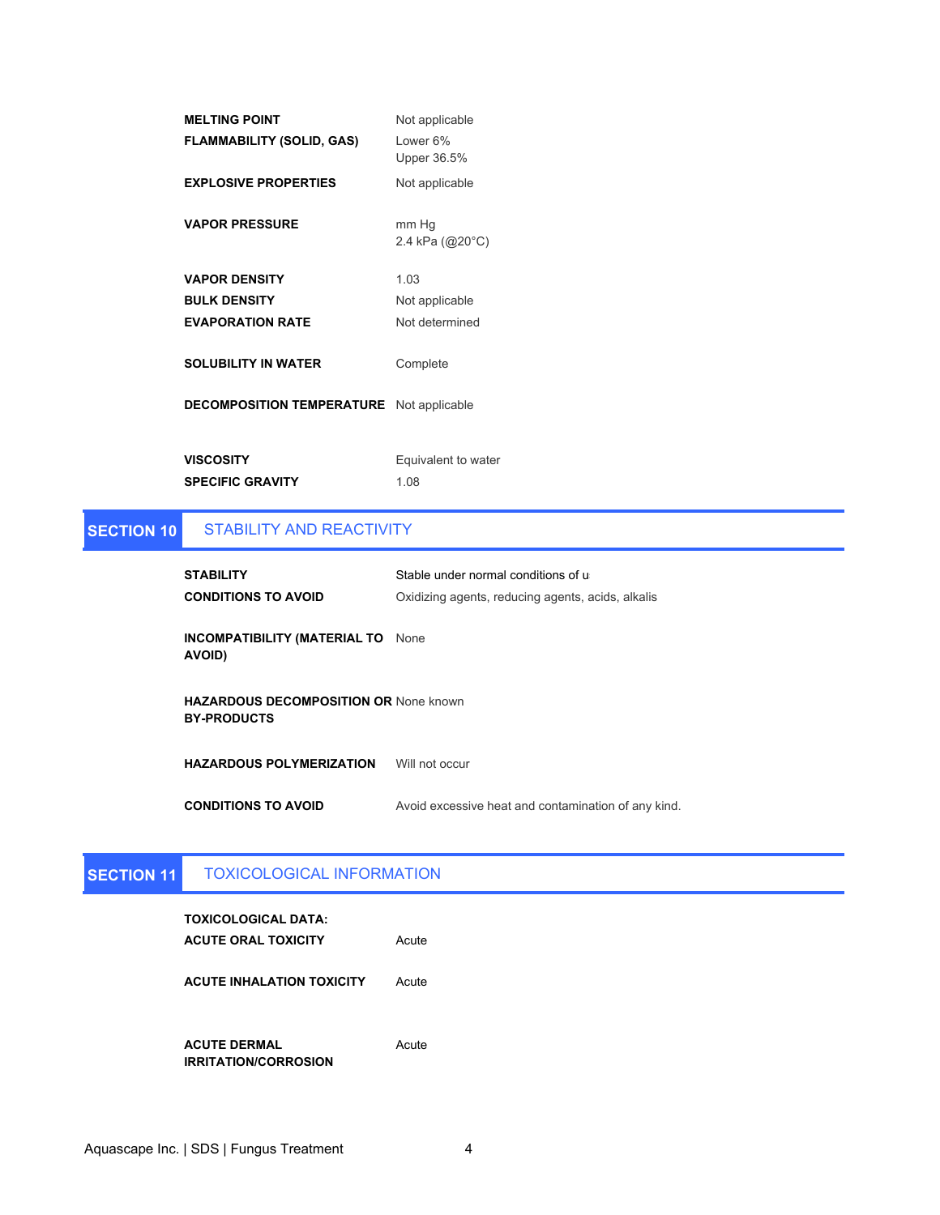| | |
|---|---|
| **MELTING POINT** | Not applicable |
| **FLAMMABILITY (SOLID, GAS)** | Lower 6%<br>Upper 36.5% |
| **EXPLOSIVE PROPERTIES** | Not applicable |
| **VAPOR PRESSURE** | mm Hg<br>2.4 kPa (@20°C) |
| **VAPOR DENSITY** | 1.03 |
| **BULK DENSITY** | Not applicable |
| **EVAPORATION RATE** | Not determined |
| **SOLUBILITY IN WATER** | Complete |
| **DECOMPOSITION TEMPERATURE** | Not applicable |
| **VISCOSITY** | Equivalent to water |
| **SPECIFIC GRAVITY** | 1.08 |

## SECTION 10 STABILITY AND REACTIVITY

| | |
|---|---|
| **STABILITY** | Stable under normal conditions of u |
| **CONDITIONS TO AVOID** | Oxidizing agents, reducing agents, acids, alkalis |
| **INCOMPATIBILITY (MATERIAL TO AVOID)** | None |
| **HAZARDOUS DECOMPOSITION OR BY-PRODUCTS** | None known |
| **HAZARDOUS POLYMERIZATION** | Will not occur |
| **CONDITIONS TO AVOID** | Avoid excessive heat and contamination of any kind. |

## SECTION 11 TOXICOLOGICAL INFORMATION

**TOXICOLOGICAL DATA:**

| | |
|---|---|
| **ACUTE ORAL TOXICITY** | Acute |
| **ACUTE INHALATION TOXICITY** | Acute |
| **ACUTE DERMAL IRRITATION/CORROSION** | Acute |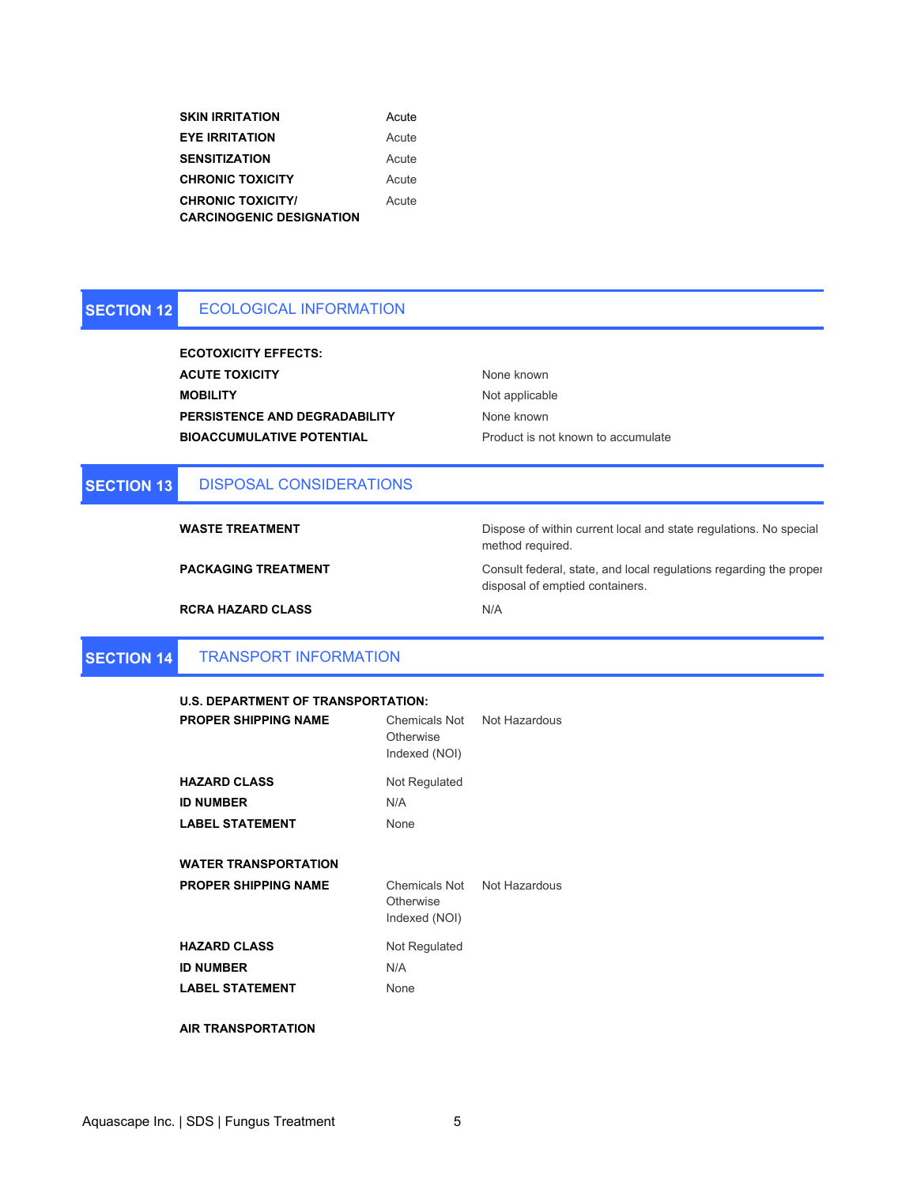| | |
|---|---|
| **SKIN IRRITATION** | Acute |
| **EYE IRRITATION** | Acute |
| **SENSITIZATION** | Acute |
| **CHRONIC TOXICITY** | Acute |
| **CHRONIC TOXICITY/ CARCINOGENIC DESIGNATION** | Acute |

## SECTION 12 ECOLOGICAL INFORMATION

**ECOTOXICITY EFFECTS:**

| | |
|---|---|
| **ACUTE TOXICITY** | None known |
| **MOBILITY** | Not applicable |
| **PERSISTENCE AND DEGRADABILITY** | None known |
| **BIOACCUMULATIVE POTENTIAL** | Product is not known to accumulate |

## SECTION 13 DISPOSAL CONSIDERATIONS

| | |
|---|---|
| **WASTE TREATMENT** | Dispose of within current local and state regulations. No special method required. |
| **PACKAGING TREATMENT** | Consult federal, state, and local regulations regarding the proper disposal of emptied containers. |
| **RCRA HAZARD CLASS** | N/A |

## SECTION 14 TRANSPORT INFORMATION

**U.S. DEPARTMENT OF TRANSPORTATION:**

| | | |
|---|---|---|
| **PROPER SHIPPING NAME** | Chemicals Not Otherwise Indexed (NOI) | Not Hazardous |
| **HAZARD CLASS** | Not Regulated | |
| **ID NUMBER** | N/A | |
| **LABEL STATEMENT** | None | |

**WATER TRANSPORTATION**

| | | |
|---|---|---|
| **PROPER SHIPPING NAME** | Chemicals Not Otherwise Indexed (NOI) | Not Hazardous |
| **HAZARD CLASS** | Not Regulated | |
| **ID NUMBER** | N/A | |
| **LABEL STATEMENT** | None | |

**AIR TRANSPORTATION**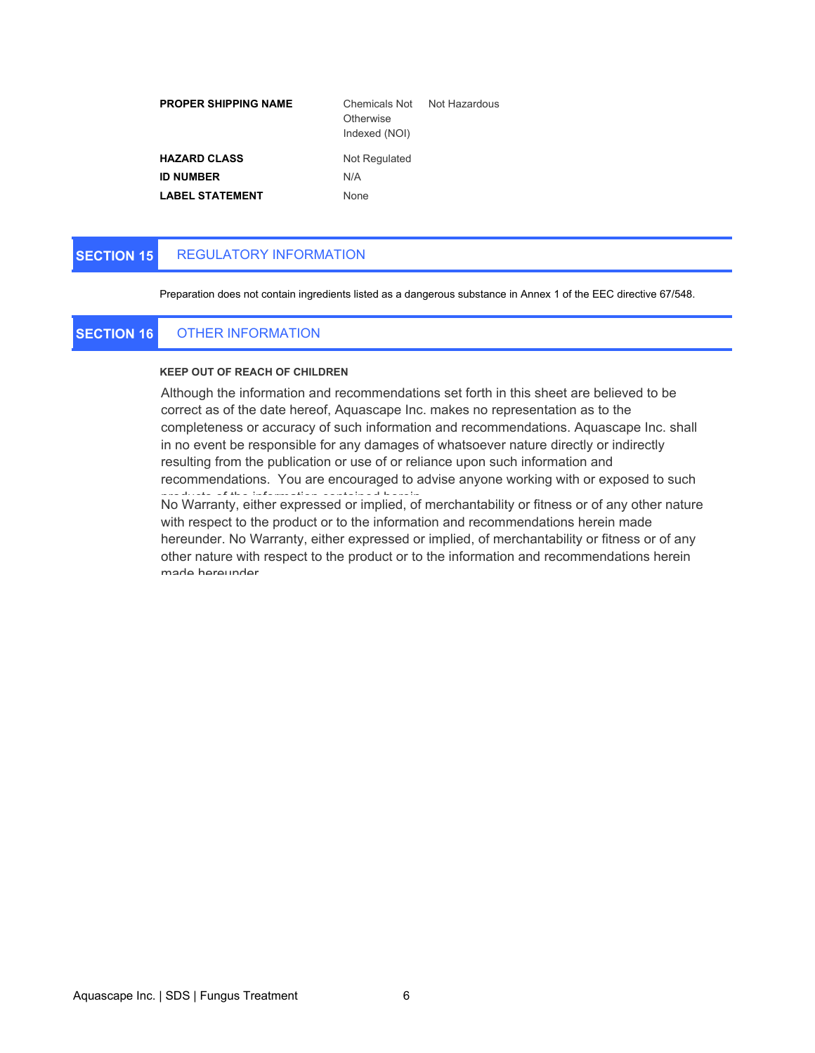| | | |
|---|---|---|
| **PROPER SHIPPING NAME** | Chemicals Not Otherwise Indexed (NOI) | Not Hazardous |
| **HAZARD CLASS** | Not Regulated | |
| **ID NUMBER** | N/A | |
| **LABEL STATEMENT** | None | |

## SECTION 15 REGULATORY INFORMATION

Preparation does not contain ingredients listed as a dangerous substance in Annex 1 of the EEC directive 67/548.

## SECTION 16 OTHER INFORMATION

**KEEP OUT OF REACH OF CHILDREN**

Although the information and recommendations set forth in this sheet are believed to be correct as of the date hereof, Aquascape Inc. makes no representation as to the completeness or accuracy of such information and recommendations. Aquascape Inc. shall in no event be responsible for any damages of whatsoever nature directly or indirectly resulting from the publication or use of or reliance upon such information and recommendations. You are encouraged to advise anyone working with or exposed to such products of the information contained herein.

No Warranty, either expressed or implied, of merchantability or fitness or of any other nature with respect to the product or to the information and recommendations herein made hereunder. No Warranty, either expressed or implied, of merchantability or fitness or of any other nature with respect to the product or to the information and recommendations herein made hereunder.